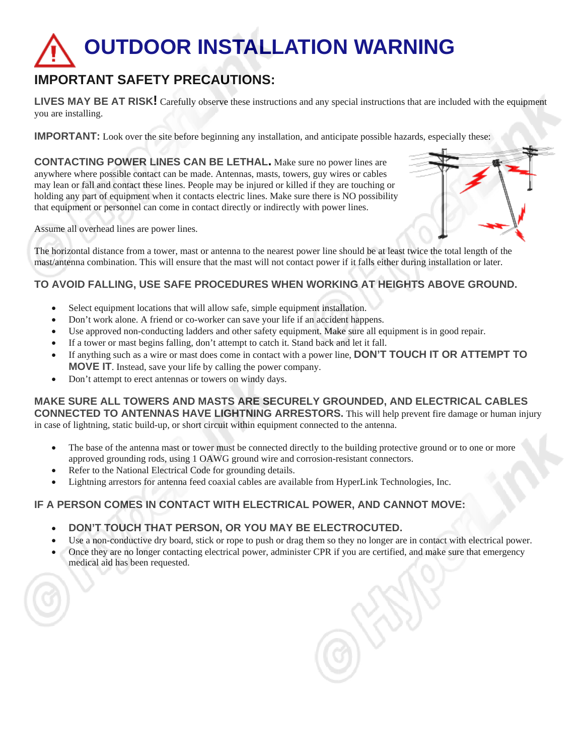# OUTDOOR INSTALLATION WARNING

## IMPORTANT SAFETY PRECAUTIONS:

**LIVES MAY BE AT RISK!** Carefully observe these instructions and any special instructions that are included with the equipment you are installing.

**IMPORTANT:** Look over the site before beginning any installation, and anticipate possible hazards, especially these:

**CONTACTING POWER LINES CAN BE LETHAL.** Make sure no power lines are anywhere where possible contact can be made. Antennas, masts, towers, guy wires or cables may lean or fall and contact these lines. People may be injured or killed if they are touching or holding any part of equipment when it contacts electric lines. Make sure there is NO possibility that equipment or personnel can come in contact directly or indirectly with power lines.

Assume all overhead lines are power lines.

The horizontal distance from a tower, mast or antenna to the nearest power line should be at least twice the total length of the mast/antenna combination. This will ensure that the mast will not contact power if it falls either during installation or later.

### TO AVOID FALLING, USE SAFE PROCEDURES WHEN WORKING AT HEIGHTS ABOVE GROUND.

- Select equipment locations that will allow safe, simple equipment installation.
- Don't work alone. A friend or co-worker can save your life if an accident happens.
- Use approved non-conducting ladders and other safety equipment. Make sure all equipment is in good repair.
- If a tower or mast begins falling, don't attempt to catch it. Stand back and let it fall.
- If anything such as a wire or mast does come in contact with a power line, **DON'T TOUCH IT OR ATTEMPT TO MOVE IT**. Instead, save your life by calling the power company.
- Don't attempt to erect antennas or towers on windy days.

**MAKE SURE ALL TOWERS AND MASTS ARE SECURELY GROUNDED, AND ELECTRICAL CABLES CONNECTED TO ANTENNAS HAVE LIGHTNING ARRESTORS.** This will help prevent fire damage or human injury in case of lightning, static build-up, or short circuit within equipment connected to the antenna.

- The base of the antenna mast or tower must be connected directly to the building protective ground or to one or more approved grounding rods, using 1 OAWG ground wire and corrosion-resistant connectors.
- Refer to the National Electrical Code for grounding details.
- Lightning arrestors for antenna feed coaxial cables are available from HyperLink Technologies, Inc.

### IF A PERSON COMES IN CONTACT WITH ELECTRICAL POWER, AND CANNOT MOVE:

- **DON'T TOUCH THAT PERSON, OR YOU MAY BE ELECTROCUTED.**
- Use a non-conductive dry board, stick or rope to push or drag them so they no longer are in contact with electrical power.
- Once they are no longer contacting electrical power, administer CPR if you are certified, and make sure that emergency medical aid has been requested.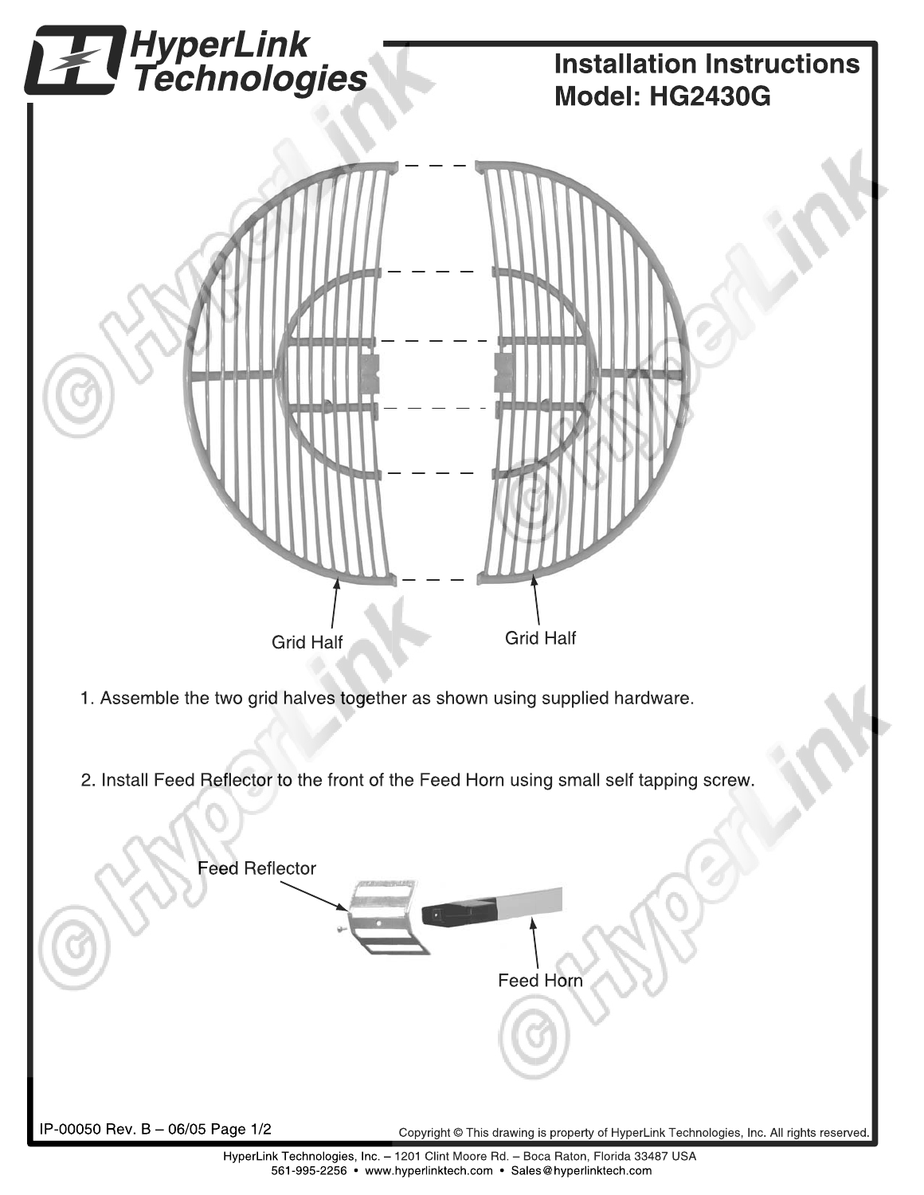# HyperLink Technologies

## Installation Instructions
## Model: HG2430G

Grid Half

Grid Half

1. Assemble the two grid halves together as shown using supplied hardware.

2. Install Feed Reflector to the front of the Feed Horn using small self tapping screw.

Feed Reflector

Feed Horn

IP-00050 Rev. B – 06/05 Page 1/2

Copyright © This drawing is property of HyperLink Technologies, Inc. All rights reserved.

HyperLink Technologies, Inc. – 1201 Clint Moore Rd. – Boca Raton, Florida 33487 USA
561-995-2256 • www.hyperlinktech.com • Sales@hyperlinktech.com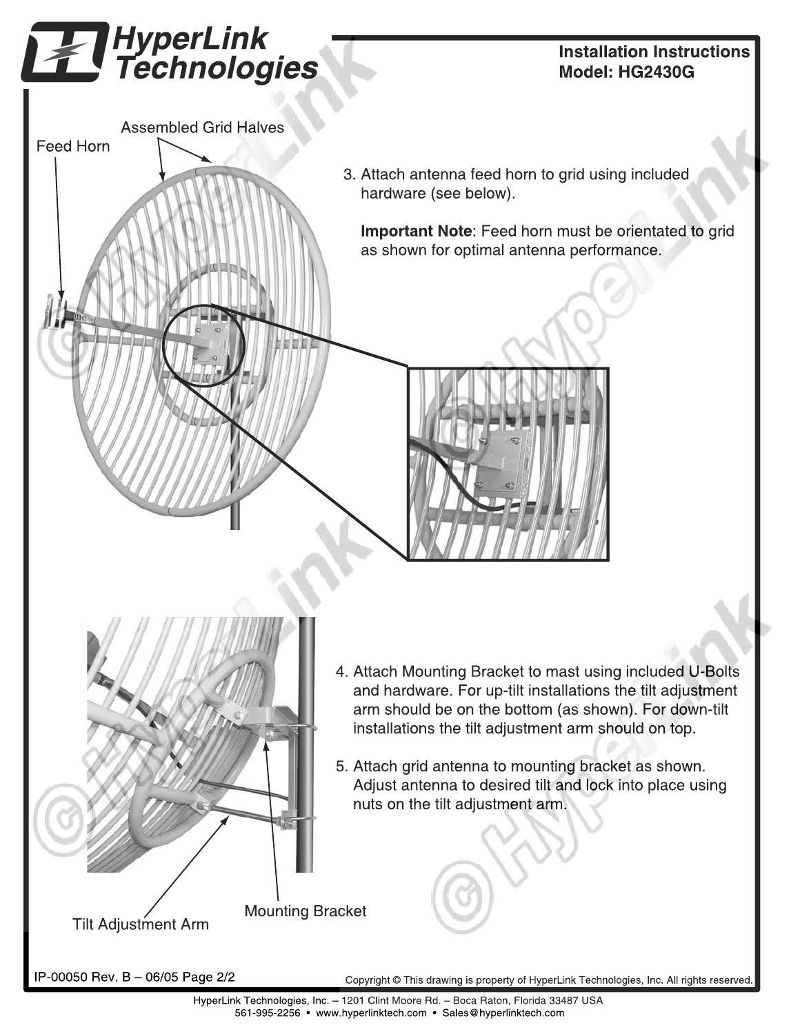# HyperLink Technologies

**Installation Instructions**
**Model: HG2430G**

Assembled Grid Halves

Feed Horn

3. Attach antenna feed horn to grid using included hardware (see below).

   **Important Note**: Feed horn must be orientated to grid as shown for optimal antenna performance.

4. Attach Mounting Bracket to mast using included U-Bolts and hardware. For up-tilt installations the tilt adjustment arm should be on the bottom (as shown). For down-tilt installations the tilt adjustment arm should on top.

5. Attach grid antenna to mounting bracket as shown. Adjust antenna to desired tilt and lock into place using nuts on the tilt adjustment arm.

Tilt Adjustment Arm

Mounting Bracket

IP-00050 Rev. B – 06/05

Copyright © This drawing is property of HyperLink Technologies, Inc. All rights reserved.

HyperLink Technologies, Inc. – 1201 Clint Moore Rd. – Boca Raton, Florida 33487 USA
561-995-2256 • www.hyperlinktech.com • Sales@hyperlinktech.com